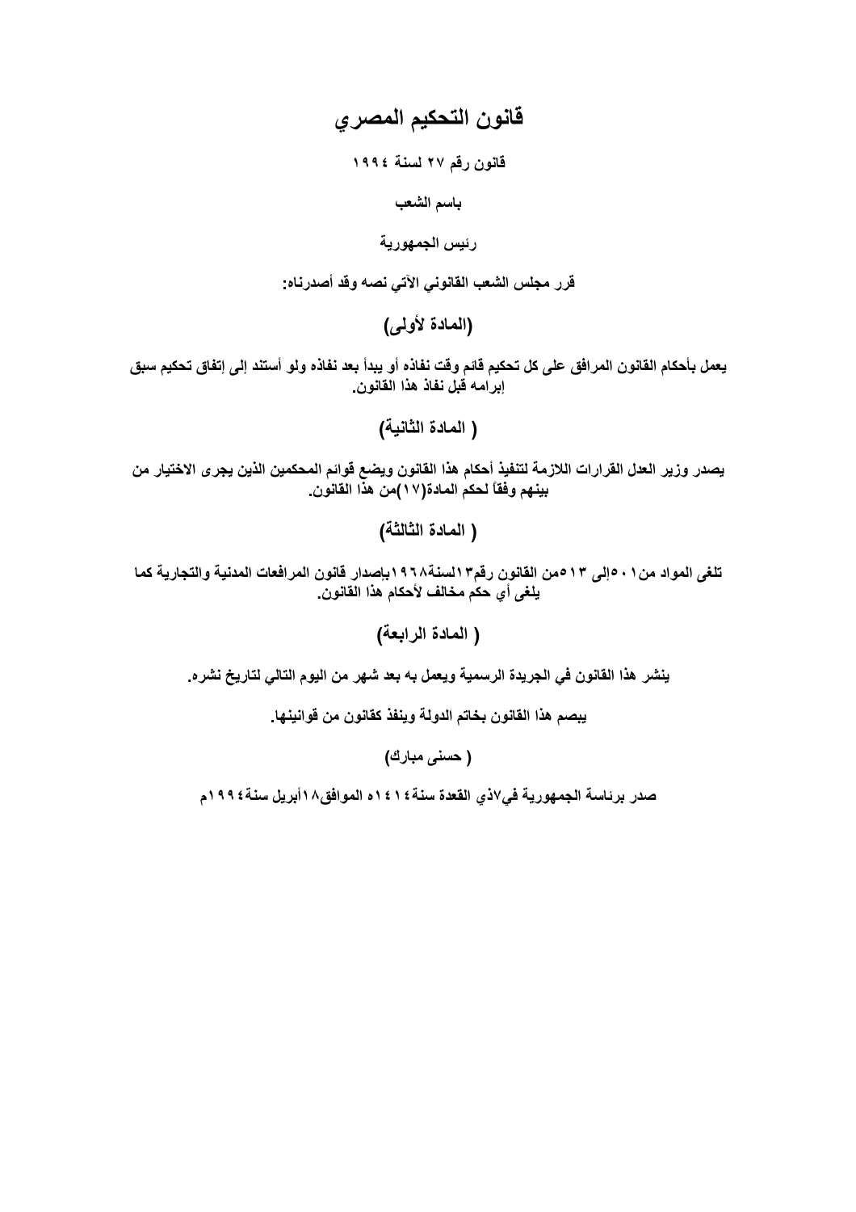# قانون التحكيم المصري

**قانون رقم ٢٧ لسنة ١٩٩٤**

**باسم الشعب**

**رئيس الجمهورية**

**قرر مجلس الشعب القانوني الآتي نصه وقد أصدرناه:**

## (المادة لأولى)

**يعمل بأحكام القانون المرافق على كل تحكيم قائم وقت نفاذه أو يبدأ بعد نفاذه ولو أستند إلى إتفاق تحكيم سبق إبرامه قبل نفاذ هذا القانون.**

## ( المادة الثانية)

**يصدر وزير العدل القرارات اللازمة لتنفيذ أحكام هذا القانون ويضع قوائم المحكمين الذين يجرى الاختيار من بينهم وفقاً لحكم المادة(١٧)من هذا القانون.**

## ( المادة الثالثة)

**تلغى المواد من٥٠١ إلى ٥١٣من القانون رقم١٣لسنة١٩٦٨بإصدار قانون المرافعات المدنية والتجارية كما يلغى أي حكم مخالف لأحكام هذا القانون.**

## ( المادة الرابعة)

**ينشر هذا القانون في الجريدة الرسمية ويعمل به بعد شهر من اليوم التالي لتاريخ نشره.**

**يبصم هذا القانون بخاتم الدولة وينفذ كقانون من قوانينها.**

**( حسنى مبارك)**

**صدر برئاسة الجمهورية في٧ذي القعدة سنة١٤١٤ه الموافق١٨أبريل سنة١٩٩٤م**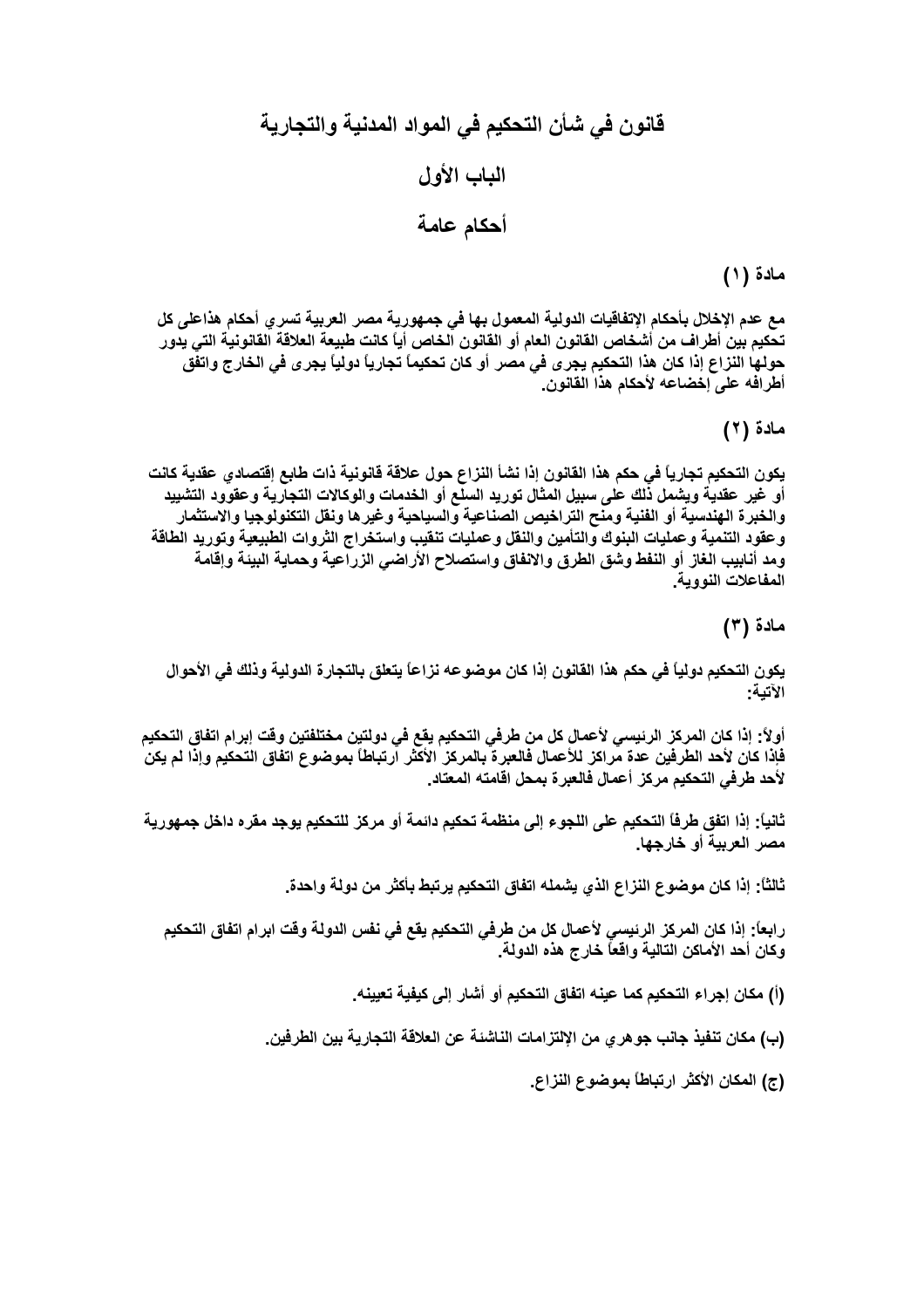# قانون في شأن التحكيم في المواد المدنية والتجارية

## الباب الأول

## أحكام عامة

**مادة (١)**

**مع عدم الإخلال بأحكام الإتفاقيات الدولية المعمول بها في جمهورية مصر العربية تسري أحكام هذاعلى كل تحكيم بين أطراف من أشخاص القانون العام أو القانون الخاص أياً كانت طبيعة العلاقة القانونية التي يدور حولها النزاع إذا كان هذا التحكيم يجرى في مصر أو كان تحكيماً تجارياً دولياً يجرى في الخارج واتفق أطرافه على إخضاعه لأحكام هذا القانون.**

**مادة (٢)**

**يكون التحكيم تجارياً في حكم هذا القانون إذا نشأ النزاع حول علاقة قانونية ذات طابع إقتصادي عقدية كانت أو غير عقدية ويشمل ذلك على سبيل المثال توريد السلع أو الخدمات والوكالات التجارية وعقوود التشييد والخبرة الهندسية أو الفنية ومنح التراخيص الصناعية والسياحية وغيرها ونقل التكنولوجيا والاستثمار وعقود التنمية وعمليات البنوك والتأمين والنقل وعمليات تنقيب واستخراج الثروات الطبيعية وتوريد الطاقة ومد أنابيب الغاز أو النفط وشق الطرق والانفاق واستصلاح الأراضي الزراعية وحماية البيئة وإقامة المفاعلات النووية.**

**مادة (٣)**

**يكون التحكيم دولياً في حكم هذا القانون إذا كان موضوعه نزاعاً يتعلق بالتجارة الدولية وذلك في الأحوال الآتية:**

**أولاً: إذا كان المركز الرئيسي لأعمال كل من طرفي التحكيم يقع في دولتين مختلفتين وقت إبرام اتفاق التحكيم فإذا كان لأحد الطرفين عدة مراكز للأعمال فالعبرة بالمركز الأكثر ارتباطاً بموضوع اتفاق التحكيم وإذا لم يكن لأحد طرفي التحكيم مركز أعمال فالعبرة بمحل اقامته المعتاد.**

**ثانياً: إذا اتفق طرفا التحكيم على اللجوء إلى منظمة تحكيم دائمة أو مركز للتحكيم يوجد مقره داخل جمهورية مصر العربية أو خارجها.**

**ثالثاً: إذا كان موضوع النزاع الذي يشمله اتفاق التحكيم يرتبط بأكثر من دولة واحدة.**

**رابعاً: إذا كان المركز الرئيسي لأعمال كل من طرفي التحكيم يقع في نفس الدولة وقت ابرام اتفاق التحكيم وكان أحد الأماكن التالية واقعاً خارج هذه الدولة.**

**(أ) مكان إجراء التحكيم كما عينه اتفاق التحكيم أو أشار إلى كيفية تعيينه.**

**(ب) مكان تنفيذ جانب جوهري من الإلتزامات الناشئة عن العلاقة التجارية بين الطرفين.**

**(ج) المكان الأكثر ارتباطاً بموضوع النزاع.**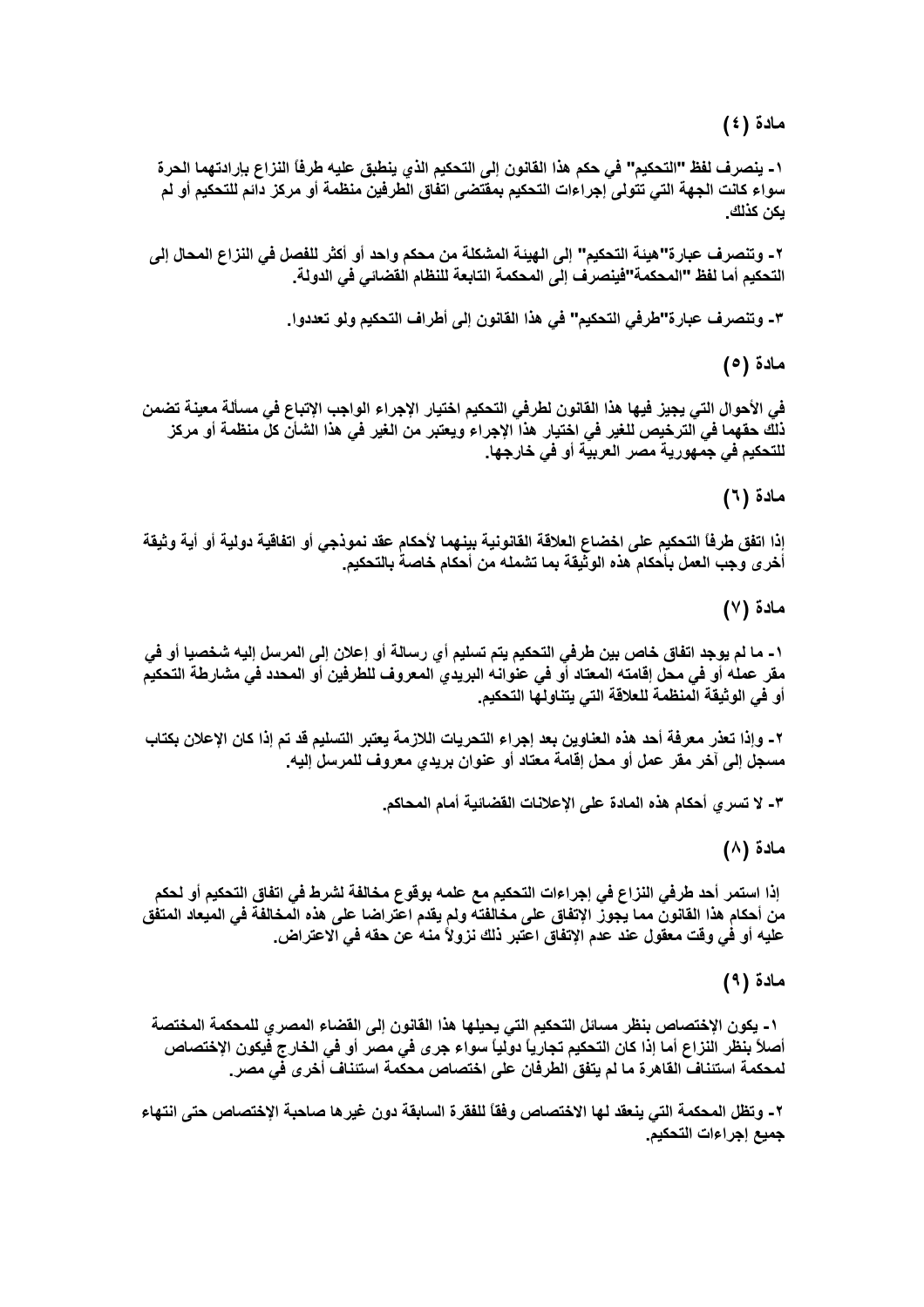## مادة (٤)

١- ينصرف لفظ "التحكيم" في حكم هذا القانون إلى التحكيم الذي ينطبق عليه طرفا النزاع بإرادتهما الحرة سواء كانت الجهة التي تتولى إجراءات التحكيم بمقتضى اتفاق الطرفين منظمة أو مركز دائم للتحكيم أو لم يكن كذلك.

٢- وتنصرف عبارة "هيئة التحكيم" إلى الهيئة المشكلة من محكم واحد أو أكثر للفصل في النزاع المحال إلى التحكيم أما لفظ "المحكمة" فينصرف إلى المحكمة التابعة للنظام القضائي في الدولة.

٣- وتنصرف عبارة "طرفي التحكيم" في هذا القانون إلى أطراف التحكيم ولو تعددوا.

## مادة (٥)

في الأحوال التي يجيز فيها هذا القانون لطرفي التحكيم اختيار الإجراء الواجب الإتباع في مسألة معينة تضمن ذلك حقهما في الترخيص للغير في اختيار هذا الإجراء ويعتبر من الغير في هذا الشأن كل منظمة أو مركز للتحكيم في جمهورية مصر العربية أو في خارجها.

## مادة (٦)

إذا اتفق طرفا التحكيم على اخضاع العلاقة القانونية بينهما لأحكام عقد نموذجي أو اتفاقية دولية أو أية وثيقة أخرى وجب العمل بأحكام هذه الوثيقة بما تشمله من أحكام خاصة بالتحكيم.

## مادة (٧)

١- ما لم يوجد اتفاق خاص بين طرفي التحكيم يتم تسليم أي رسالة أو إعلان إلى المرسل إليه شخصيا أو في مقر عمله أو في محل إقامته المعتاد أو في عنوانه البريدي المعروف للطرفين أو المحدد في مشارطة التحكيم أو في الوثيقة المنظمة للعلاقة التي يتناولها التحكيم.

٢- وإذا تعذر معرفة أحد هذه العناوين بعد إجراء التحريات اللازمة يعتبر التسليم قد تم إذا كان الإعلان بكتاب مسجل إلى آخر مقر عمل أو محل إقامة معتاد أو عنوان بريدي معروف للمرسل إليه.

٣- لا تسري أحكام هذه المادة على الإعلانات القضائية أمام المحاكم.

## مادة (٨)

إذا استمر أحد طرفي النزاع في إجراءات التحكيم مع علمه بوقوع مخالفة لشرط في اتفاق التحكيم أو لحكم من أحكام هذا القانون مما يجوز الإتفاق على مخالفته ولم يقدم اعتراضا على هذه المخالفة في الميعاد المتفق عليه أو في وقت معقول عند عدم الإتفاق اعتبر ذلك نزولاً منه عن حقه في الاعتراض.

## مادة (٩)

١- يكون الإختصاص بنظر مسائل التحكيم التي يحيلها هذا القانون إلى القضاء المصري للمحكمة المختصة أصلاً بنظر النزاع أما إذا كان التحكيم تجارياً دولياً سواء جرى في مصر أو في الخارج فيكون الإختصاص لمحكمة استئناف القاهرة ما لم يتفق الطرفان على اختصاص محكمة استئناف أخرى في مصر.

٢- وتظل المحكمة التي ينعقد لها الاختصاص وفقاً للفقرة السابقة دون غيرها صاحبة الإختصاص حتى انتهاء جميع إجراءات التحكيم.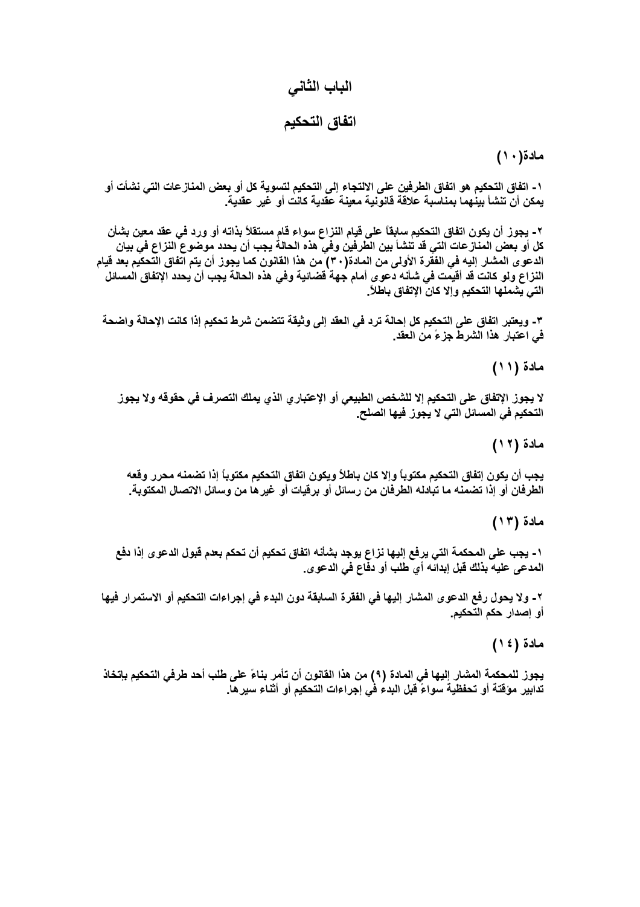# الباب الثاني

## اتفاق التحكيم

**مادة(١٠)**

**١- اتفاق التحكيم هو اتفاق الطرفين على الالتجاء إلى التحكيم لتسوية كل أو بعض المنازعات التي نشأت أو يمكن أن تنشأ بينهما بمناسبة علاقة قانونية معينة عقدية كانت أو غير عقدية.**

**٢- يجوز أن يكون اتفاق التحكيم سابقاً على قيام النزاع سواء قام مستقلاً بذاته أو ورد في عقد معين بشأن كل أو بعض المنازعات التي قد تنشأ بين الطرفين وفي هذه الحالة يجب أن يحدد موضوع النزاع في بيان الدعوى المشار إليه في الفقرة الأولى من المادة(٣٠) من هذا القانون كما يجوز أن يتم اتفاق التحكيم بعد قيام النزاع ولو كانت قد أقيمت في شأنه دعوى أمام جهة قضائية وفي هذه الحالة يجب أن يحدد الإتفاق المسائل التي يشملها التحكيم وإلا كان الإتفاق باطلاً.**

**٣- ويعتبر اتفاق على التحكيم كل إحالة ترد في العقد إلى وثيقة تتضمن شرط تحكيم إذا كانت الإحالة واضحة في اعتبار هذا الشرط جزءً من العقد.**

**مادة (١١)**

**لا يجوز الإتفاق على التحكيم إلا للشخص الطبيعي أو الإعتباري الذي يملك التصرف في حقوقه ولا يجوز التحكيم في المسائل التي لا يجوز فيها الصلح.**

**مادة (١٢)**

**يجب أن يكون إتفاق التحكيم مكتوباً وإلا كان باطلاً ويكون اتفاق التحكيم مكتوباً إذا تضمنه محرر وقعه الطرفان أو إذا تضمنه ما تبادله الطرفان من رسائل أو برقيات أو غيرها من وسائل الاتصال المكتوبة.**

**مادة (١٣)**

**١- يجب على المحكمة التي يرفع إليها نزاع يوجد بشأنه اتفاق تحكيم أن تحكم بعدم قبول الدعوى إذا دفع المدعى عليه بذلك قبل إبدائه أي طلب أو دفاع في الدعوى.**

**٢- ولا يحول رفع الدعوى المشار إليها في الفقرة السابقة دون البدء في إجراءات التحكيم أو الاستمرار فيها أو إصدار حكم التحكيم.**

**مادة (١٤)**

**يجوز للمحكمة المشار إليها في المادة (٩) من هذا القانون أن تأمر بناءً على طلب أحد طرفي التحكيم بإتخاذ تدابير مؤقتة أو تحفظية سواءً قبل البدء في إجراءات التحكيم أو أثناء سيرها.**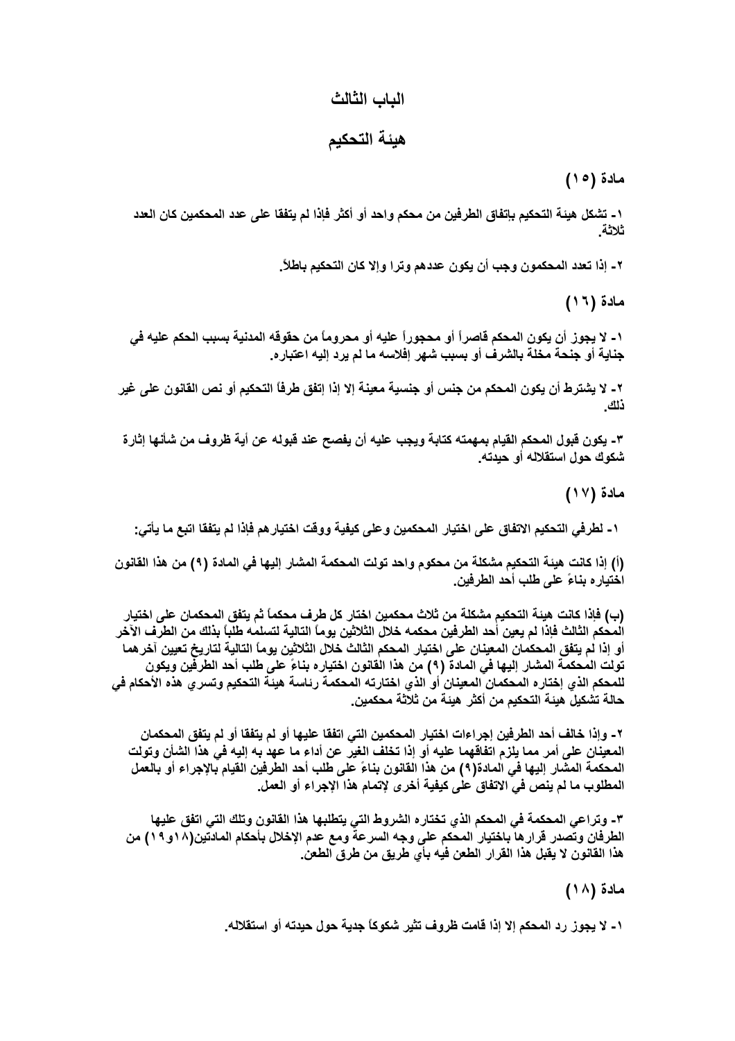# الباب الثالث

# هيئة التحكيم

**مادة (١٥)**

**١- تشكل هيئة التحكيم باتفاق الطرفين من محكم واحد أو أكثر فإذا لم يتفقا على عدد المحكمين كان العدد ثلاثة.**

**٢- إذا تعدد المحكمون وجب أن يكون عددهم وترا وإلا كان التحكيم باطلاً.**

**مادة (١٦)**

**١- لا يجوز أن يكون المحكم قاصراً أو محجوراً عليه أو محروماً من حقوقه المدنية بسبب الحكم عليه في جناية أو جنحة مخلة بالشرف أو بسبب شهر إفلاسه ما لم يرد إليه اعتباره.**

**٢- لا يشترط أن يكون المحكم من جنس أو جنسية معينة إلا إذا إتفق طرفا التحكيم أو نص القانون على غير ذلك.**

**٣- يكون قبول المحكم القيام بمهمته كتابة ويجب عليه أن يفصح عند قبوله عن أية ظروف من شأنها إثارة شكوك حول استقلاله أو حيدته.**

**مادة (١٧)**

**١- لطرفي التحكيم الاتفاق على اختيار المحكمين وعلى كيفية ووقت اختيارهم فإذا لم يتفقا اتبع ما يأتي:**

**(أ) إذا كانت هيئة التحكيم مشكلة من محكوم واحد تولت المحكمة المشار إليها في المادة (٩) من هذا القانون اختياره بناءً على طلب أحد الطرفين.**

**(ب) فإذا كانت هيئة التحكيم مشكلة من ثلاث محكمين اختار كل طرف محكماً ثم يتفق المحكمان على اختيار المحكم الثالث فإذا لم يعين أحد الطرفين محكمه خلال الثلاثين يوماً التالية لتسلمه طلباً بذلك من الطرف الآخر أو إذا لم يتفق المحكمان المعينان على اختيار المحكم الثالث خلال الثلاثين يوماً التالية لتاريخ تعيين آخرهما تولت المحكمة المشار إليها في المادة (٩) من هذا القانون اختياره بناءً على طلب أحد الطرفين ويكون للمحكم الذي إختاره المحكمان المعينان أو الذي اختارته المحكمة رئاسة هيئة التحكيم وتسري هذه الأحكام في حالة تشكيل هيئة التحكيم من أكثر هيئة من ثلاثة محكمين.**

**٢- وإذا خالف أحد الطرفين إجراءات اختيار المحكمين التي اتفقا عليها أو لم يتفقا أو لم يتفق المحكمان المعينان على أمر مما يلزم اتفاقهما عليه أو إذا تخلف الغير عن أداء ما عهد به إليه في هذا الشأن وتولت المحكمة المشار إليها في المادة(٩) من هذا القانون بناءً على طلب أحد الطرفين القيام بالإجراء أو بالعمل المطلوب ما لم ينص في الاتفاق على كيفية أخرى لإتمام هذا الإجراء أو العمل.**

**٣- وتراعي المحكمة في المحكم الذي تختاره الشروط التي يتطلبها هذا القانون وتلك التي اتفق عليها الطرفان وتصدر قرارها باختيار المحكم على وجه السرعة ومع عدم الإخلال بأحكام المادتين(١٨و١٩) من هذا القانون لا يقبل هذا القرار الطعن فيه بأي طريق من طرق الطعن.**

**مادة (١٨)**

**١- لا يجوز رد المحكم إلا إذا قامت ظروف تثير شكوكاً جدية حول حيدته أو استقلاله.**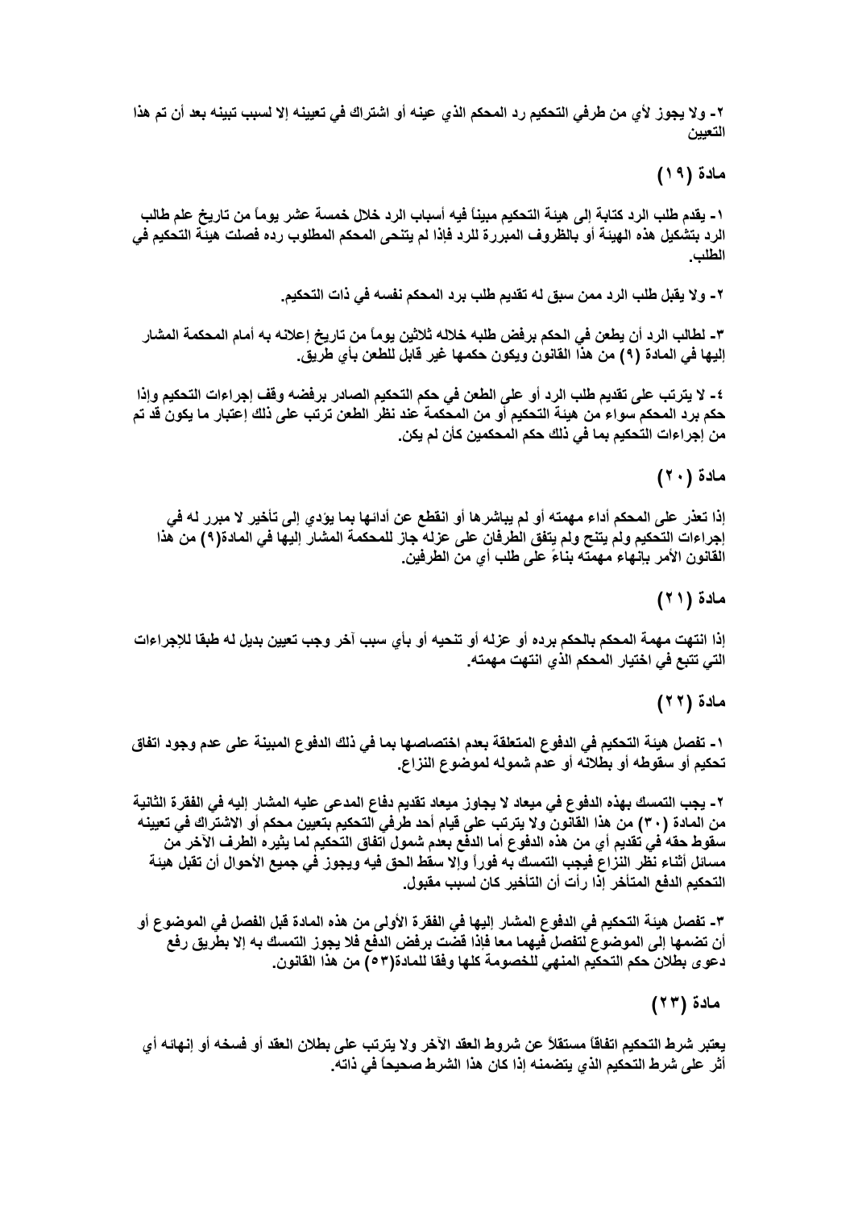٢- ولا يجوز لأي من طرفي التحكيم رد المحكم الذي عينه أو اشترك في تعيينه إلا لسبب تبينه بعد أن تم هذا التعيين

## مادة (١٩)

١- يقدم طلب الرد كتابة إلى هيئة التحكيم مبيناً فيه أسباب الرد خلال خمسة عشر يوماً من تاريخ علم طالب الرد بتشكيل هذه الهيئة أو بالظروف المبررة للرد فإذا لم يتنحى المحكم المطلوب رده فصلت هيئة التحكيم في الطلب.

٢- ولا يقبل طلب الرد ممن سبق له تقديم طلب برد المحكم نفسه في ذات التحكيم.

٣- لطالب الرد أن يطعن في الحكم برفض طلبه خلاله ثلاثين يوماً من تاريخ إعلانه به أمام المحكمة المشار إليها في المادة (٩) من هذا القانون ويكون حكمها غير قابل للطعن بأي طريق.

٤- لا يترتب على تقديم طلب الرد أو على الطعن في حكم التحكيم الصادر برفضه وقف إجراءات التحكيم وإذا حكم برد المحكم سواء من هيئة التحكيم أو من المحكمة عند نظر الطعن ترتب على ذلك إعتبار ما يكون قد تم من إجراءات التحكيم بما في ذلك حكم المحكمين كأن لم يكن.

## مادة (٢٠)

إذا تعذر على المحكم أداء مهمته أو لم يباشرها أو انقطع عن أدائها بما يؤدي إلى تأخير لا مبرر له في إجراءات التحكيم ولم يتنح ولم يتفق الطرفان على عزله جاز للمحكمة المشار إليها في المادة(٩) من هذا القانون الأمر بإنهاء مهمته بناءً على طلب أي من الطرفين.

## مادة (٢١)

إذا انتهت مهمة المحكم بالحكم برده أو عزله أو تنحيه أو بأي سبب آخر وجب تعيين بديل له طبقا للإجراءات التي تتبع في اختيار المحكم الذي انتهت مهمته.

## مادة (٢٢)

١- تفصل هيئة التحكيم في الدفوع المتعلقة بعدم اختصاصها بما في ذلك الدفوع المبينة على عدم وجود اتفاق تحكيم أو سقوطه أو بطلانه أو عدم شموله لموضوع النزاع.

٢- يجب التمسك بهذه الدفوع في ميعاد لا يجاوز ميعاد تقديم دفاع المدعى عليه المشار إليه في الفقرة الثانية من المادة (٣٠) من هذا القانون ولا يترتب على قيام أحد طرفي التحكيم بتعيين محكم أو الاشتراك في تعيينه سقوط حقه في تقديم أي من هذه الدفوع أما الدفع بعدم شمول اتفاق التحكيم لما يثيره الطرف الآخر من مسائل أثناء نظر النزاع فيجب التمسك به فوراً وإلا سقط الحق فيه ويجوز في جميع الأحوال أن تقبل هيئة التحكيم الدفع المتأخر إذا رأت أن التأخير كان لسبب مقبول.

٣- تفصل هيئة التحكيم في الدفوع المشار إليها في الفقرة الأولى من هذه المادة قبل الفصل في الموضوع أو أن تضمها إلى الموضوع لتفصل فيهما معا فإذا قضت برفض الدفع فلا يجوز التمسك به إلا بطريق رفع دعوى بطلان حكم التحكيم المنهي للخصومة كلها وفقا للمادة(٥٣) من هذا القانون.

## مادة (٢٣)

يعتبر شرط التحكيم اتفاقاً مستقلاً عن شروط العقد الآخر ولا يترتب على بطلان العقد أو فسخه أو إنهائه أي أثر على شرط التحكيم الذي يتضمنه إذا كان هذا الشرط صحيحاً في ذاته.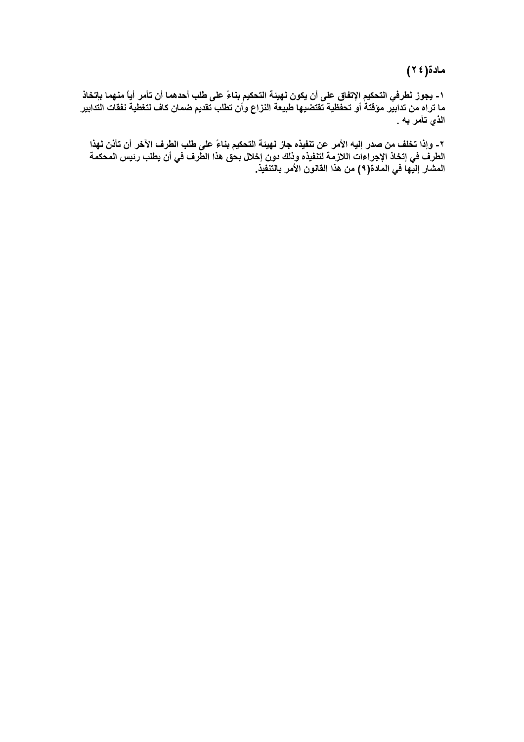## مادة(٢٤)

١- يجوز لطرفي التحكيم الإتفاق على أن يكون لهيئة التحكيم بناءً على طلب أحدهما أن تأمر أياً منهما بإتخاذ ما تراه من تدابير مؤقتة أو تحفظية تقتضيها طبيعة النزاع وأن تطلب تقديم ضمان كاف لتغطية نفقات التدابير الذي تأمر به .

٢- وإذا تخلف من صدر إليه الأمر عن تنفيذه جاز لهيئة التحكيم بناءً على طلب الطرف الآخر أن تأذن لهذا الطرف في إتخاذ الإجراءات اللازمة لتنفيذه وذلك دون إخلال بحق هذا الطرف في أن يطلب رئيس المحكمة المشار إليها في المادة(٩) من هذا القانون الأمر بالتنفيذ.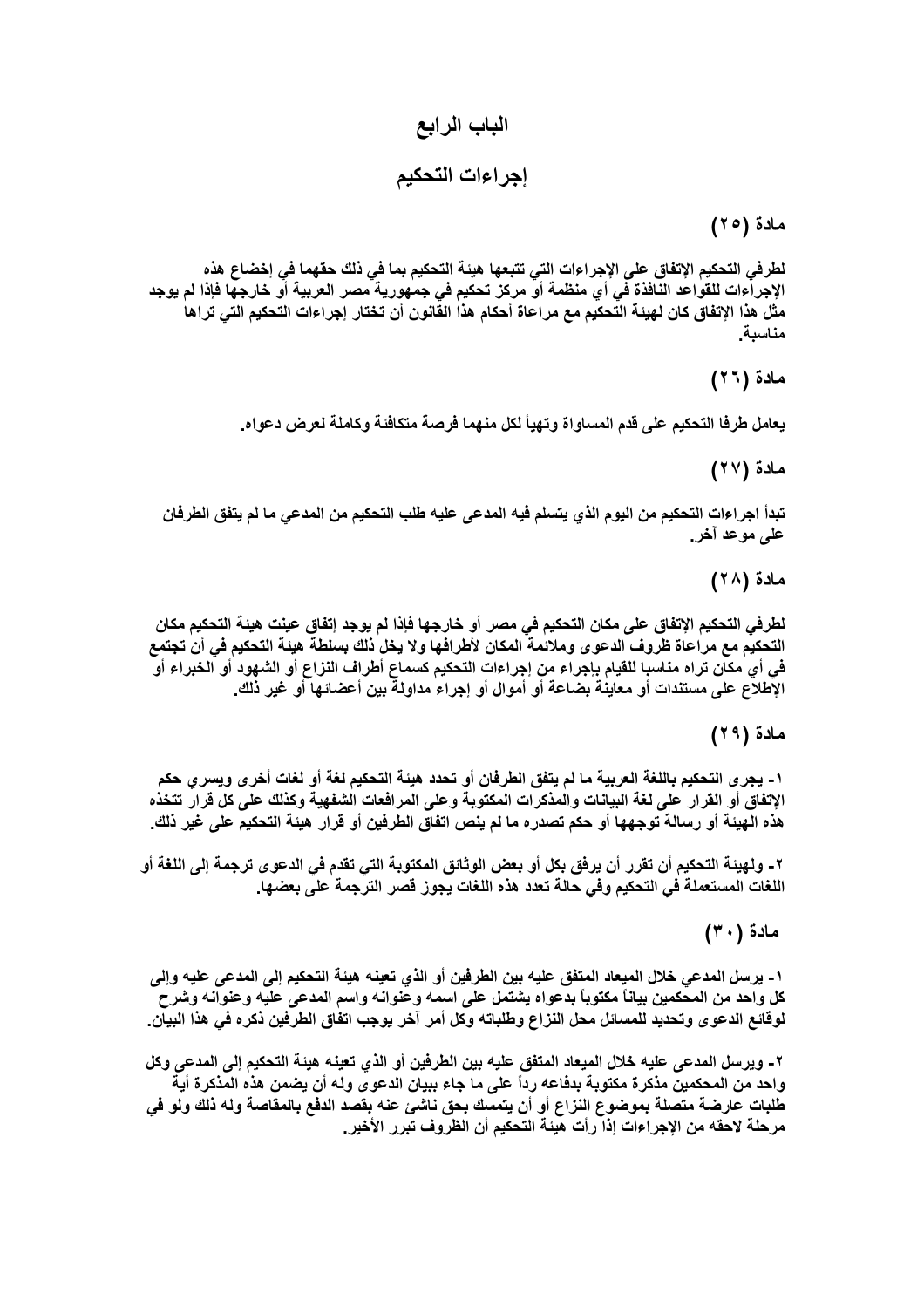# الباب الرابع

# إجراءات التحكيم

**مادة (٢٥)**

**لطرفي التحكيم الإتفاق على الإجراءات التي تتبعها هيئة التحكيم بما في ذلك حقهما في إخضاع هذه الإجراءات للقواعد النافذة في أي منظمة أو مركز تحكيم في جمهورية مصر العربية أو خارجها فإذا لم يوجد مثل هذا الإتفاق كان لهيئة التحكيم مع مراعاة أحكام هذا القانون أن تختار إجراءات التحكيم التي تراها مناسبة.**

**مادة (٢٦)**

**يعامل طرفا التحكيم على قدم المساواة وتهيأ لكل منهما فرصة متكافئة وكاملة لعرض دعواه.**

**مادة (٢٧)**

**تبدأ اجراءات التحكيم من اليوم الذي يتسلم فيه المدعى عليه طلب التحكيم من المدعي ما لم يتفق الطرفان على موعد آخر.**

**مادة (٢٨)**

**لطرفي التحكيم الإتفاق على مكان التحكيم في مصر أو خارجها فإذا لم يوجد إتفاق عينت هيئة التحكيم مكان التحكيم مع مراعاة ظروف الدعوى وملائمة المكان لأطرافها ولا يخل ذلك بسلطة هيئة التحكيم في أن تجتمع في أي مكان تراه مناسبا للقيام بإجراء من إجراءات التحكيم كسماع أطراف النزاع أو الشهود أو الخبراء أو الإطلاع على مستندات أو معاينة بضاعة أو أموال أو إجراء مداولة بين أعضائها أو غير ذلك.**

**مادة (٢٩)**

**١- يجرى التحكيم باللغة العربية ما لم يتفق الطرفان أو تحدد هيئة التحكيم لغة أو لغات أخرى ويسري حكم الإتفاق أو القرار على لغة البيانات والمذكرات المكتوبة وعلى المرافعات الشفهية وكذلك على كل قرار تتخذه هذه الهيئة أو رسالة توجهها أو حكم تصدره ما لم ينص اتفاق الطرفين أو قرار هيئة التحكيم على غير ذلك.**

**٢- ولهيئة التحكيم أن تقرر أن يرفق بكل أو بعض الوثائق المكتوبة التي تقدم في الدعوى ترجمة إلى اللغة أو اللغات المستعملة في التحكيم وفي حالة تعدد هذه اللغات يجوز قصر الترجمة على بعضها.**

**مادة (٣٠)**

**١- يرسل المدعي خلال الميعاد المتفق عليه بين الطرفين أو الذي تعينه هيئة التحكيم إلى المدعى عليه وإلى كل واحد من المحكمين بياناً مكتوباً بدعواه يشتمل على اسمه وعنوانه واسم المدعى عليه وعنوانه وشرح لوقائع الدعوى وتحديد للمسائل محل النزاع وطلباته وكل أمر آخر يوجب اتفاق الطرفين ذكره في هذا البيان.**

**٢- ويرسل المدعى عليه خلال الميعاد المتفق عليه بين الطرفين أو الذي تعينه هيئة التحكيم إلى المدعي وكل واحد من المحكمين مذكرة مكتوبة بدفاعه رداً على ما جاء ببيان الدعوى وله أن يضمن هذه المذكرة أية طلبات عارضة متصلة بموضوع النزاع أو أن يتمسك بحق ناشئ عنه بقصد الدفع بالمقاصة وله ذلك ولو في مرحلة لاحقه من الإجراءات إذا رأت هيئة التحكيم أن الظروف تبرر الأخير.**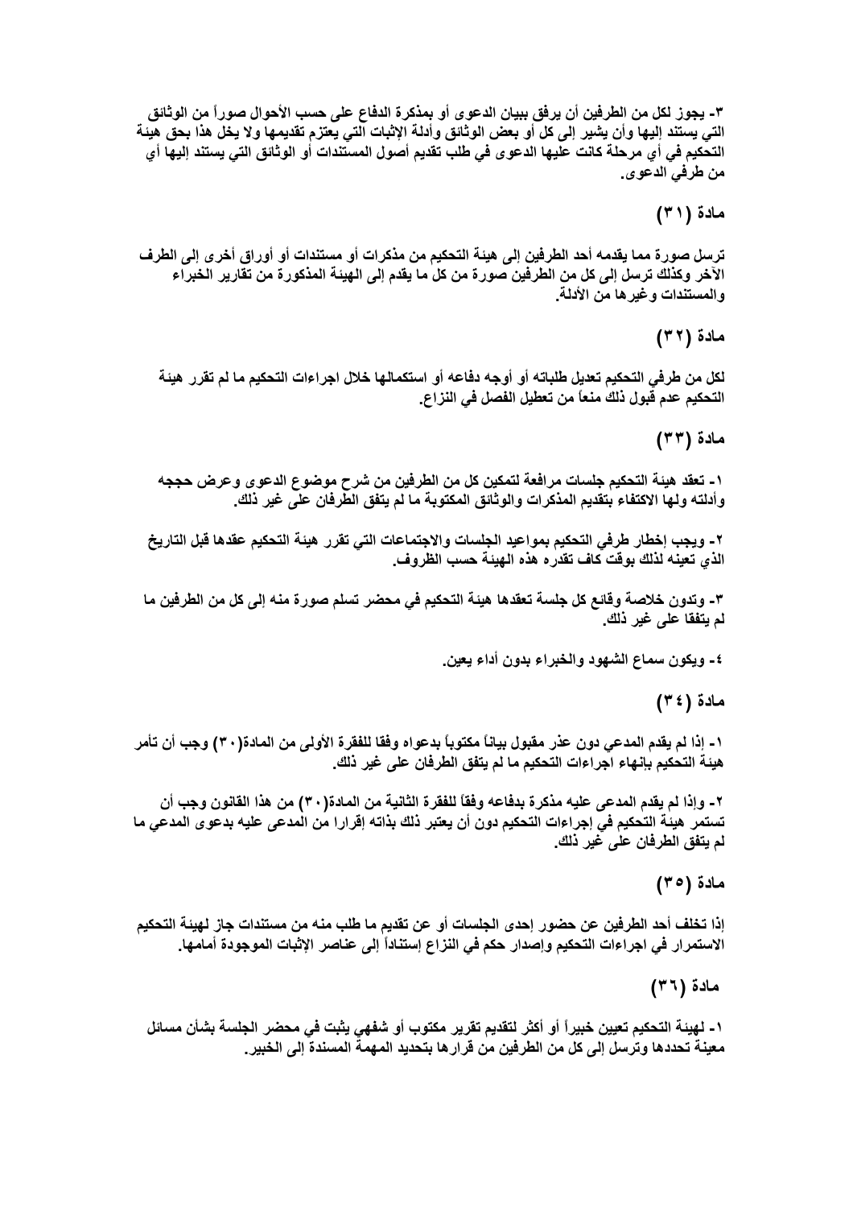**٣- يجوز لكل من الطرفين أن يرفق ببيان الدعوى أو بمذكرة الدفاع على حسب الأحوال صوراً من الوثائق التي يستند إليها وأن يشير إلى كل أو بعض الوثائق وأدلة الإثبات التي يعتزم تقديمها ولا يخل هذا بحق هيئة التحكيم في أي مرحلة كانت عليها الدعوى في طلب تقديم أصول المستندات أو الوثائق التي يستند إليها أي من طرفي الدعوى.**

## مادة (٣١)

**ترسل صورة مما يقدمه أحد الطرفين إلى هيئة التحكيم من مذكرات أو مستندات أو أوراق أخرى إلى الطرف الآخر وكذلك ترسل إلى كل من الطرفين صورة من كل ما يقدم إلى الهيئة المذكورة من تقارير الخبراء والمستندات وغيرها من الأدلة.**

## مادة (٣٢)

**لكل من طرفي التحكيم تعديل طلباته أو أوجه دفاعه أو استكمالها خلال اجراءات التحكيم ما لم تقرر هيئة التحكيم عدم قبول ذلك منعاً من تعطيل الفصل في النزاع.**

## مادة (٣٣)

**١- تعقد هيئة التحكيم جلسات مرافعة لتمكين كل من الطرفين من شرح موضوع الدعوى وعرض حججه وأدلته ولها الاكتفاء بتقديم المذكرات والوثائق المكتوبة ما لم يتفق الطرفان على غير ذلك.**

**٢- ويجب إخطار طرفي التحكيم بمواعيد الجلسات والاجتماعات التي تقرر هيئة التحكيم عقدها قبل التاريخ الذي تعينه لذلك بوقت كاف تقدره هذه الهيئة حسب الظروف.**

**٣- وتدون خلاصة وقائع كل جلسة تعقدها هيئة التحكيم في محضر تسلم صورة منه إلى كل من الطرفين ما لم يتفقا على غير ذلك.**

**٤- ويكون سماع الشهود والخبراء بدون أداء يمين.**

## مادة (٣٤)

**١- إذا لم يقدم المدعي دون عذر مقبول بياناً مكتوباً بدعواه وفقا للفقرة الأولى من المادة(٣٠) وجب أن تأمر هيئة التحكيم بإنهاء اجراءات التحكيم ما لم يتفق الطرفان على غير ذلك.**

**٢- وإذا لم يقدم المدعى عليه مذكرة بدفاعه وفقاً للفقرة الثانية من المادة(٣٠) من هذا القانون وجب أن تستمر هيئة التحكيم في إجراءات التحكيم دون أن يعتبر ذلك بذاته إقرارا من المدعى عليه بدعوى المدعي ما لم يتفق الطرفان على غير ذلك.**

## مادة (٣٥)

**إذا تخلف أحد الطرفين عن حضور إحدى الجلسات أو عن تقديم ما طلب منه من مستندات جاز لهيئة التحكيم الاستمرار في اجراءات التحكيم وإصدار حكم في النزاع إستناداً إلى عناصر الإثبات الموجودة أمامها.**

## مادة (٣٦)

**١- لهيئة التحكيم تعيين خبيراً أو أكثر لتقديم تقرير مكتوب أو شفهي يثبت في محضر الجلسة بشأن مسائل معينة تحددها وترسل إلى كل من الطرفين من قرارها بتحديد المهمة المسندة إلى الخبير.**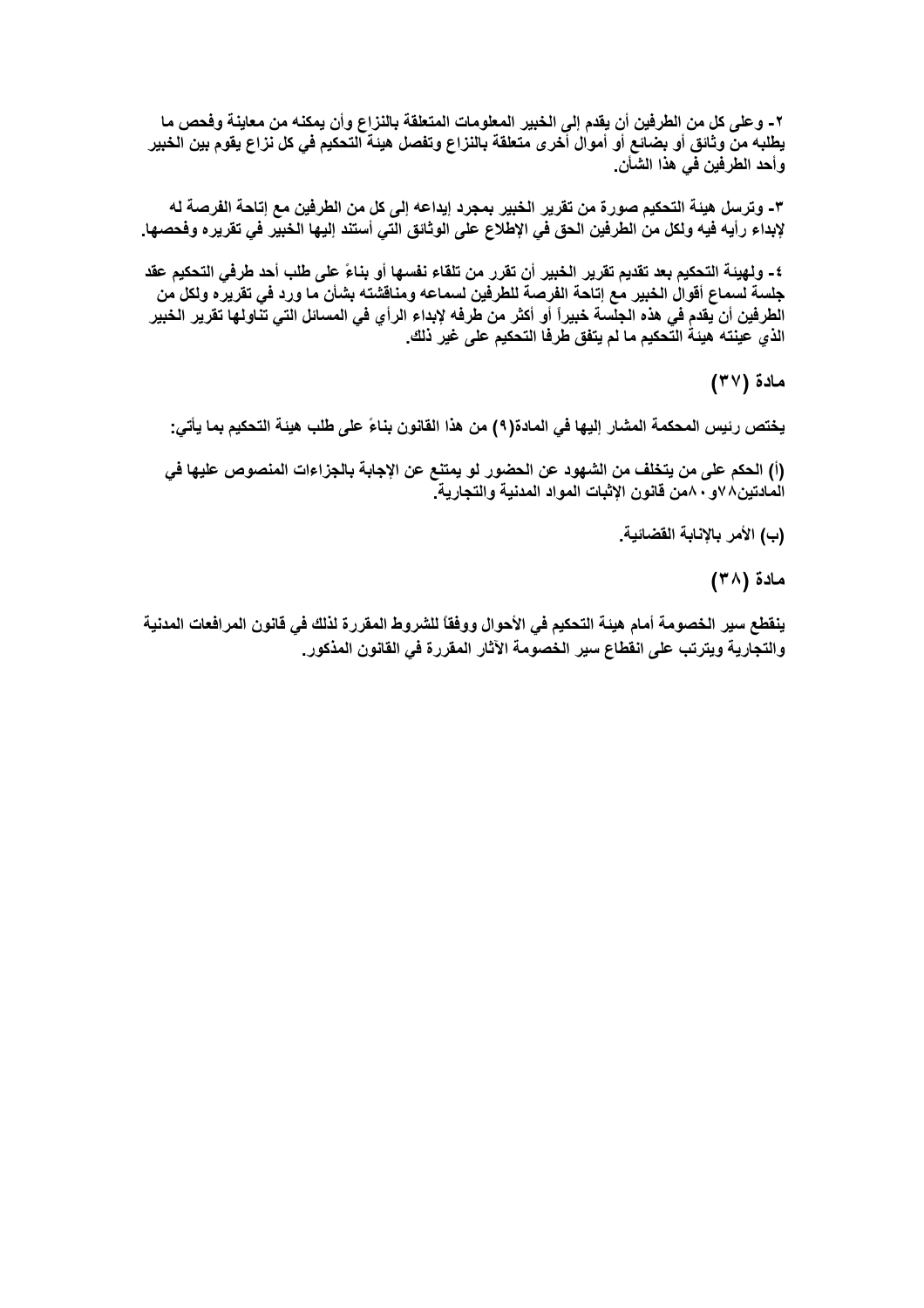٢- وعلى كل من الطرفين أن يقدم إلى الخبير المعلومات المتعلقة بالنزاع وأن يمكنه من معاينة وفحص ما يطلبه من وثائق أو بضائع أو أموال أخرى متعلقة بالنزاع وتفصل هيئة التحكيم في كل نزاع يقوم بين الخبير وأحد الطرفين في هذا الشأن.

٣- وترسل هيئة التحكيم صورة من تقرير الخبير بمجرد إيداعه إلى كل من الطرفين مع إتاحة الفرصة له لإبداء رأيه فيه ولكل من الطرفين الحق في الإطلاع على الوثائق التي أستند إليها الخبير في تقريره وفحصها.

٤- ولهيئة التحكيم بعد تقديم تقرير الخبير أن تقرر من تلقاء نفسها أو بناءً على طلب أحد طرفي التحكيم عقد جلسة لسماع أقوال الخبير مع إتاحة الفرصة للطرفين لسماعه ومناقشته بشأن ما ورد في تقريره ولكل من الطرفين أن يقدم في هذه الجلسة خبيراً أو أكثر من طرفه لإبداء الرأي في المسائل التي تناولها تقرير الخبير الذي عينته هيئة التحكيم ما لم يتفق طرفا التحكيم على غير ذلك.

**مادة (٣٧)**

يختص رئيس المحكمة المشار إليها في المادة(٩) من هذا القانون بناءً على طلب هيئة التحكيم بما يأتي:

(أ) الحكم على من يتخلف من الشهود عن الحضور لو يمتنع عن الإجابة بالجزاءات المنصوص عليها في المادتين٧٨و٨٠من قانون الإثبات المواد المدنية والتجارية.

(ب) الأمر بالإنابة القضائية.

**مادة (٣٨)**

ينقطع سير الخصومة أمام هيئة التحكيم في الأحوال ووفقاً للشروط المقررة لذلك في قانون المرافعات المدنية والتجارية ويترتب على انقطاع سير الخصومة الآثار المقررة في القانون المذكور.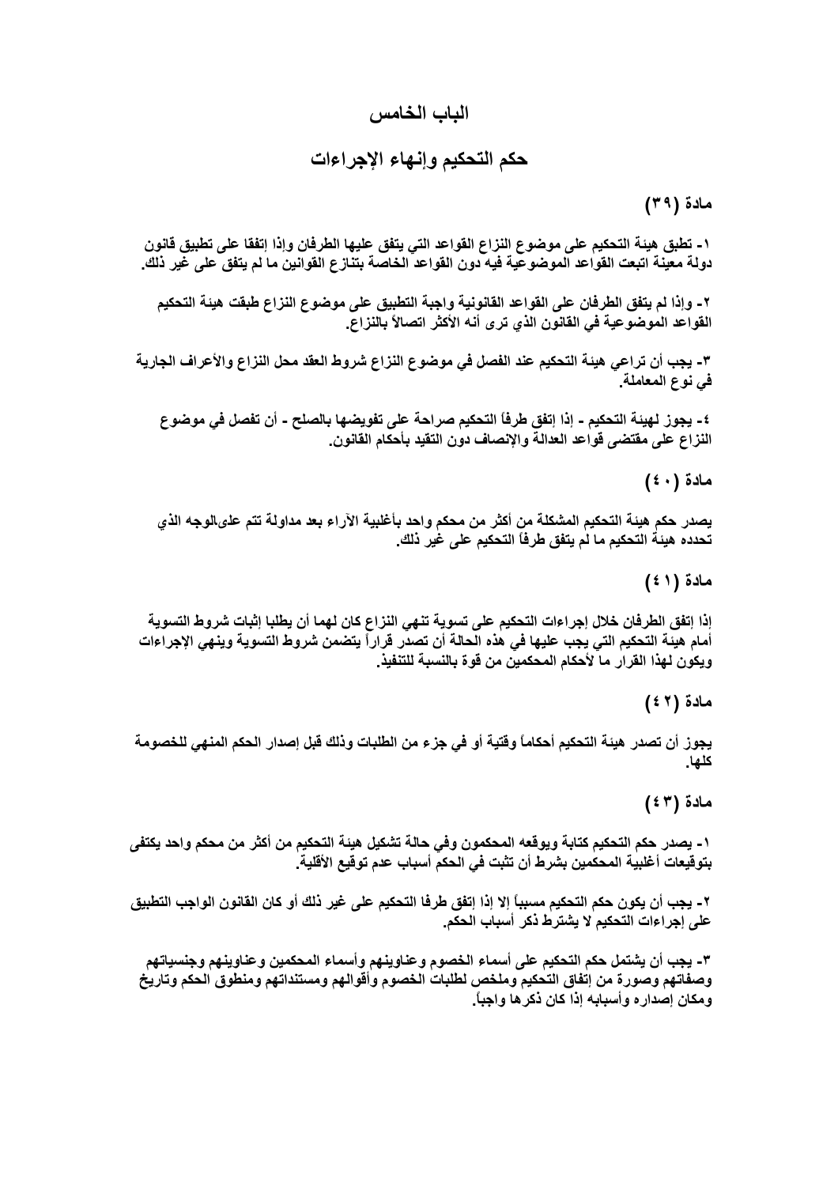## الباب الخامس

## حكم التحكيم وإنهاء الإجراءات

### مادة (٣٩)

١- تطبق هيئة التحكيم على موضوع النزاع القواعد التي يتفق عليها الطرفان وإذا إتفقا على تطبيق قانون دولة معينة اتبعت القواعد الموضوعية فيه دون القواعد الخاصة بتنازع القوانين ما لم يتفق على غير ذلك.

٢- وإذا لم يتفق الطرفان على القواعد القانونية واجبة التطبيق على موضوع النزاع طبقت هيئة التحكيم القواعد الموضوعية في القانون الذي ترى أنه الأكثر اتصالاً بالنزاع.

٣- يجب أن تراعي هيئة التحكيم عند الفصل في موضوع النزاع شروط العقد محل النزاع والأعراف الجارية في نوع المعاملة.

٤- يجوز لهيئة التحكيم - إذا إتفق طرفا التحكيم صراحة على تفويضها بالصلح - أن تفصل في موضوع النزاع على مقتضى قواعد العدالة والإنصاف دون التقيد بأحكام القانون.

### مادة (٤٠)

يصدر حكم هيئة التحكيم المشكلة من أكثر من محكم واحد بأغلبية الآراء بعد مداولة تتم علىالوجه الذي تحدده هيئة التحكيم ما لم يتفق طرفا التحكيم على غير ذلك.

### مادة (٤١)

إذا إتفق الطرفان خلال إجراءات التحكيم على تسوية تنهي النزاع كان لهما أن يطلبا إثبات شروط التسوية أمام هيئة التحكيم التي يجب عليها في هذه الحالة أن تصدر قراراً يتضمن شروط التسوية وينهي الإجراءات ويكون لهذا القرار ما لأحكام المحكمين من قوة بالنسبة للتنفيذ.

### مادة (٤٢)

يجوز أن تصدر هيئة التحكيم أحكاماً وقتية أو في جزء من الطلبات وذلك قبل إصدار الحكم المنهي للخصومة كلها.

### مادة (٤٣)

١- يصدر حكم التحكيم كتابة ويوقعه المحكمون وفي حالة تشكيل هيئة التحكيم من أكثر من محكم واحد يكتفى بتوقيعات أغلبية المحكمين بشرط أن تثبت في الحكم أسباب عدم توقيع الأقلية.

٢- يجب أن يكون حكم التحكيم مسبباً إلا إذا إتفق طرفا التحكيم على غير ذلك أو كان القانون الواجب التطبيق على إجراءات التحكيم لا يشترط ذكر أسباب الحكم.

٣- يجب أن يشتمل حكم التحكيم على أسماء الخصوم وعناوينهم وأسماء المحكمين وعناوينهم وجنسياتهم وصفاتهم وصورة من إتفاق التحكيم وملخص لطلبات الخصوم وأقوالهم ومستنداتهم ومنطوق الحكم وتاريخ ومكان إصداره وأسبابه إذا كان ذكرها واجباً.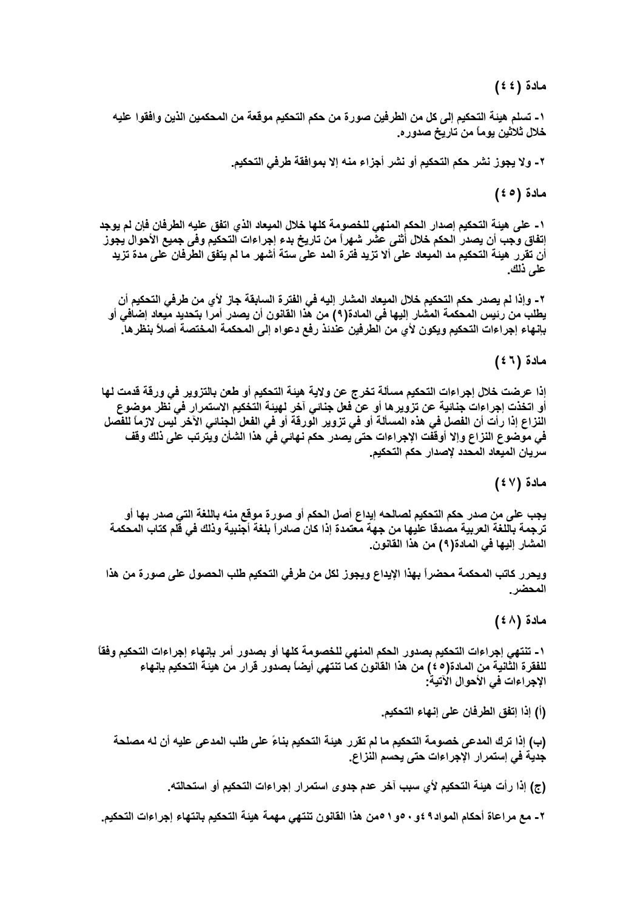## مادة (٤٤)

١- تسلم هيئة التحكيم إلى كل من الطرفين صورة من حكم التحكيم موقعة من المحكمين الذين وافقوا عليه خلال ثلاثين يوماً من تاريخ صدوره.

٢- ولا يجوز نشر حكم التحكيم أو نشر أجزاء منه إلا بموافقة طرفي التحكيم.

## مادة (٤٥)

١- على هيئة التحكيم إصدار الحكم المنهي للخصومة كلها خلال الميعاد الذي اتفق عليه الطرفان فإن لم يوجد إتفاق وجب أن يصدر الحكم خلال أثنى عشر شهراً من تاريخ بدء إجراءات التحكيم وفى جميع الأحوال يجوز أن تقرر هيئة التحكيم مد الميعاد على ألا تزيد فترة المد على ستة أشهر ما لم يتفق الطرفان على مدة تزيد على ذلك.

٢- وإذا لم يصدر حكم التحكيم خلال الميعاد المشار إليه في الفترة السابقة جاز لأي من طرفي التحكيم أن يطلب من رئيس المحكمة المشار إليها في المادة(٩) من هذا القانون أن يصدر أمرا بتحديد ميعاد إضافي أو بإنهاء إجراءات التحكيم ويكون لأي من الطرفين عندئذ رفع دعواه إلى المحكمة المختصة أصلاً بنظرها.

## مادة (٤٦)

إذا عرضت خلال إجراءات التحكيم مسألة تخرج عن ولاية هيئة التحكيم أو طعن بالتزوير في ورقة قدمت لها أو اتخذت إجراءات جنائية عن تزويرها أو عن فعل جنائي آخر لهيئة التخكيم الاستمرار في نظر موضوع النزاع إذا رأت أن الفصل في هذه المسألة أو في تزوير الورقة أو في الفعل الجنائي الآخر ليس لازماً للفصل في موضوع النزاع وإلا أوقفت الإجراءات حتى يصدر حكم نهائي في هذا الشأن ويترتب على ذلك وقف سريان الميعاد المحدد لإصدار حكم التحكيم.

## مادة (٤٧)

يجب على من صدر حكم التحكيم لصالحه إيداع أصل الحكم أو صورة موقع منه باللغة التي صدر بها أو ترجمة باللغة العربية مصدقا عليها من جهة معتمدة إذا كان صادراً بلغة أجنبية وذلك في قلم كتاب المحكمة المشار إليها في المادة(٩) من هذا القانون.

ويحرر كاتب المحكمة محضراً بهذا الإيداع ويجوز لكل من طرفي التحكيم طلب الحصول على صورة من هذا المحضر.

## مادة (٤٨)

١- تنتهي إجراءات التحكيم بصدور الحكم المنهي للخصومة كلها أو بصدور أمر بإنهاء إجراءات التحكيم وفقاً للفقرة الثانية من المادة(٤٥) من هذا القانون كما تنتهي أيضاً بصدور قرار من هيئة التحكيم بإنهاء الإجراءات في الأحوال الآتية:

(أ) إذا إتفق الطرفان على إنهاء التحكيم.

(ب) إذا ترك المدعى خصومة التحكيم ما لم تقرر هيئة التحكيم بناءً على طلب المدعى عليه أن له مصلحة جدية في إستمرار الإجراءات حتى يحسم النزاع.

(ج) إذا رأت هيئة التحكيم لأي سبب آخر عدم جدوى استمرار إجراءات التحكيم أو استحالته.

٢- مع مراعاة أحكام المواد٤٩و٥٠و٥١من هذا القانون تنتهي مهمة هيئة التحكيم بانتهاء إجراءات التحكيم.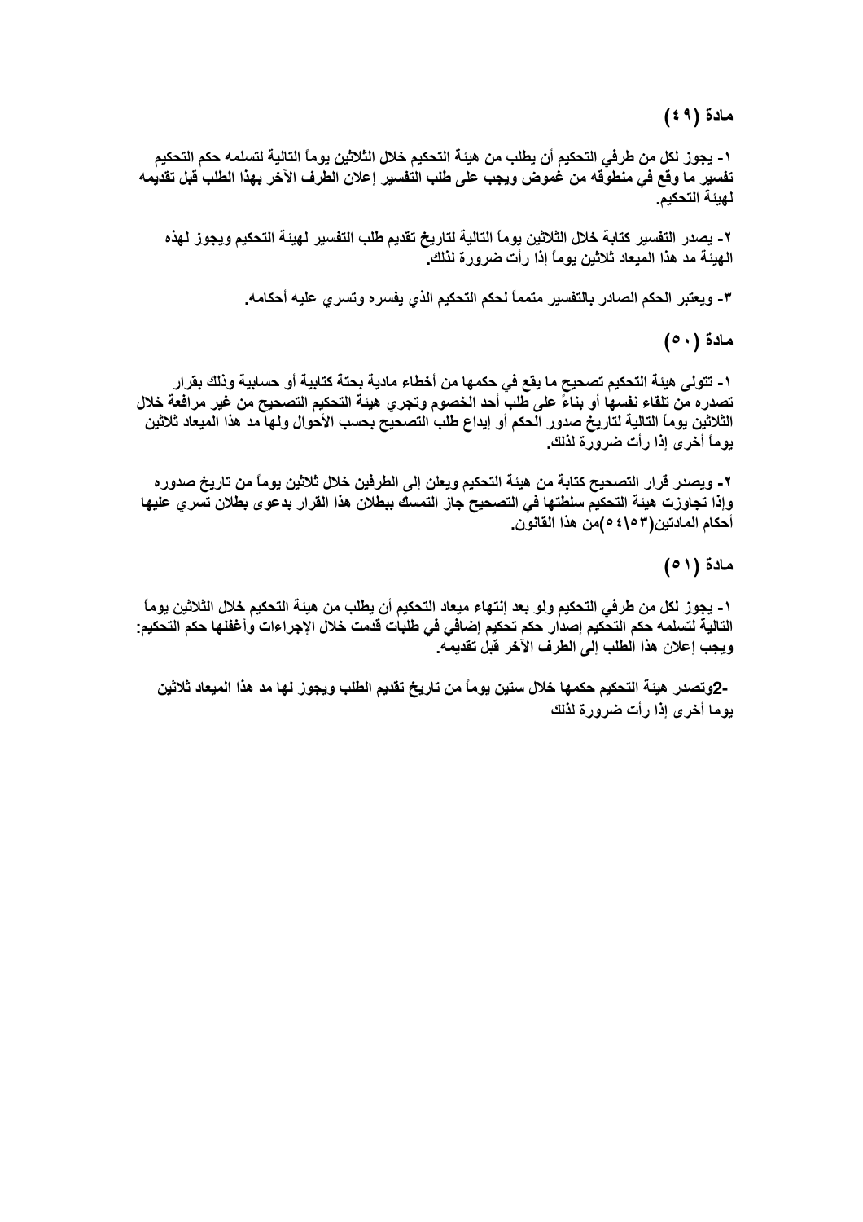### مادة (٤٩)

١- يجوز لكل من طرفي التحكيم أن يطلب من هيئة التحكيم خلال الثلاثين يوماً التالية لتسلمه حكم التحكيم تفسير ما وقع في منطوقه من غموض ويجب على طلب التفسير إعلان الطرف الآخر بهذا الطلب قبل تقديمه لهيئة التحكيم.

٢- يصدر التفسير كتابة خلال الثلاثين يوماً التالية لتاريخ تقديم طلب التفسير لهيئة التحكيم ويجوز لهذه الهيئة مد هذا الميعاد ثلاثين يوماً إذا رأت ضرورة لذلك.

٣- ويعتبر الحكم الصادر بالتفسير متمماً لحكم التحكيم الذي يفسره وتسري عليه أحكامه.

### مادة (٥٠)

١- تتولى هيئة التحكيم تصحيح ما يقع في حكمها من أخطاء مادية بحتة كتابية أو حسابية وذلك بقرار تصدره من تلقاء نفسها أو بناءً على طلب أحد الخصوم وتجري هيئة التحكيم التصحيح من غير مرافعة خلال الثلاثين يوماً التالية لتاريخ صدور الحكم أو إيداع طلب التصحيح بحسب الأحوال ولها مد هذا الميعاد ثلاثين يوماً أخرى إذا رأت ضرورة لذلك.

٢- ويصدر قرار التصحيح كتابة من هيئة التحكيم ويعلن إلى الطرفين خلال ثلاثين يوماً من تاريخ صدوره وإذا تجاوزت هيئة التحكيم سلطتها في التصحيح جاز التمسك ببطلان هذا القرار بدعوى بطلان تسري عليها أحكام المادتين(٥٣\٥٤)من هذا القانون.

### مادة (٥١)

١- يجوز لكل من طرفي التحكيم ولو بعد إنتهاء ميعاد التحكيم أن يطلب من هيئة التحكيم خلال الثلاثين يوماً التالية لتسلمه حكم التحكيم إصدار حكم تحكيم إضافي في طلبات قدمت خلال الإجراءات وأغفلها حكم التحكيم: ويجب إعلان هذا الطلب إلى الطرف الآخر قبل تقديمه.

2-وتصدر هيئة التحكيم حكمها خلال ستين يوماً من تاريخ تقديم الطلب ويجوز لها مد هذا الميعاد ثلاثين يوما أخرى إذا رأت ضرورة لذلك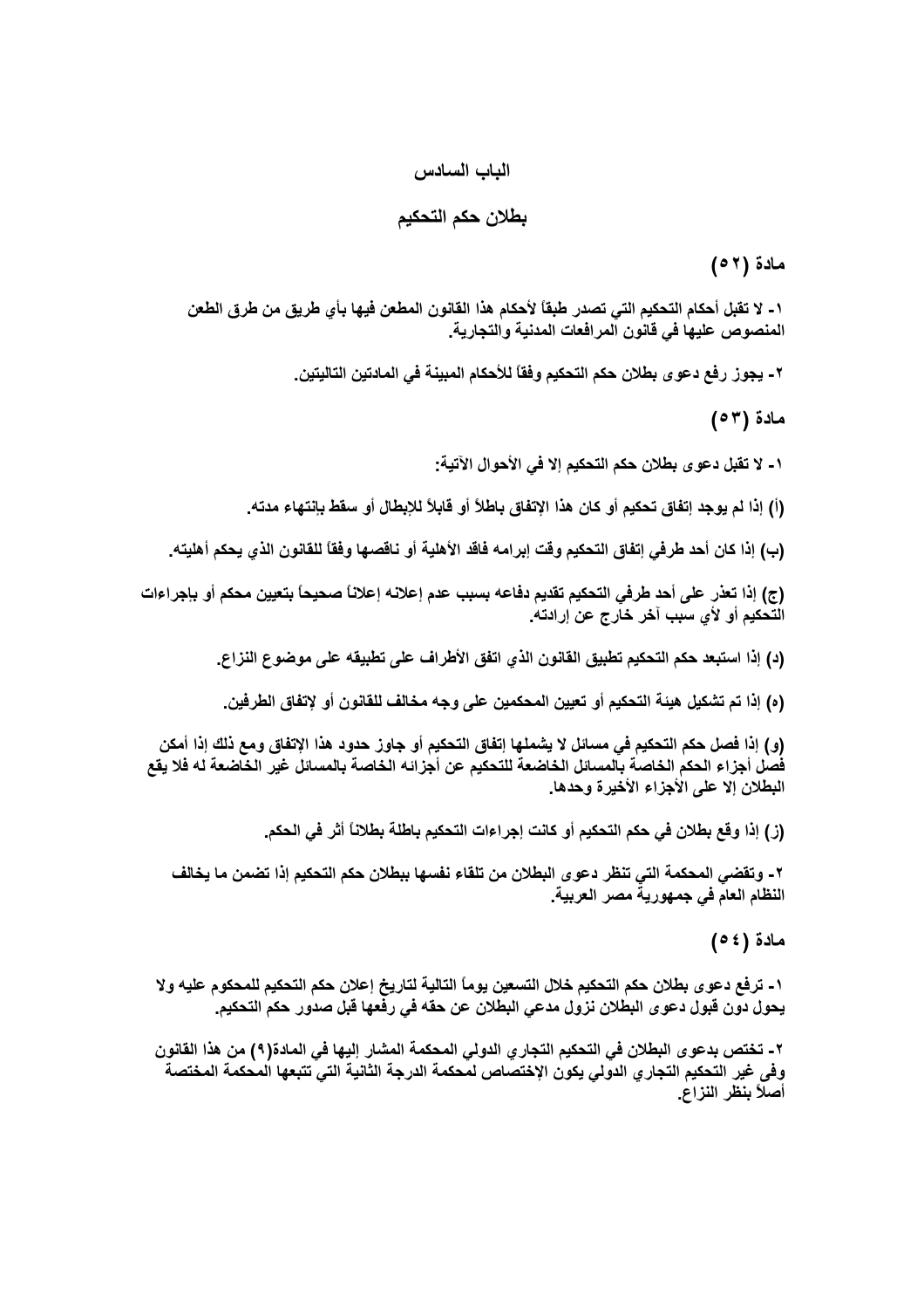## الباب السادس

## بطلان حكم التحكيم

### مادة (٥٢)

١- لا تقبل أحكام التحكيم التي تصدر طبقاً لأحكام هذا القانون المطعن فيها بأي طريق من طرق الطعن المنصوص عليها في قانون المرافعات المدنية والتجارية.

٢- يجوز رفع دعوى بطلان حكم التحكيم وفقاً للأحكام المبينة في المادتين التاليتين.

### مادة (٥٣)

١- لا تقبل دعوى بطلان حكم التحكيم إلا في الأحوال الآتية:

(أ) إذا لم يوجد إتفاق تحكيم أو كان هذا الإتفاق باطلاً أو قابلاً للإبطال أو سقط بإنتهاء مدته.

(ب) إذا كان أحد طرفي إتفاق التحكيم وقت إبرامه فاقد الأهلية أو ناقصها وفقاً للقانون الذي يحكم أهليته.

(ج) إذا تعذر على أحد طرفي التحكيم تقديم دفاعه بسبب عدم إعلانه إعلاناً صحيحاً بتعيين محكم أو بإجراءات التحكيم أو لأي سبب آخر خارج عن إرادته.

(د) إذا استبعد حكم التحكيم تطبيق القانون الذي اتفق الأطراف على تطبيقه على موضوع النزاع.

(ه) إذا تم تشكيل هيئة التحكيم أو تعيين المحكمين على وجه مخالف للقانون أو لإتفاق الطرفين.

(و) إذا فصل حكم التحكيم في مسائل لا يشملها إتفاق التحكيم أو جاوز حدود هذا الإتفاق ومع ذلك إذا أمكن فصل أجزاء الحكم الخاصة بالمسائل الخاضعة للتحكيم عن أجزائه الخاصة بالمسائل غير الخاضعة له فلا يقع البطلان إلا على الأجزاء الأخيرة وحدها.

(ز) إذا وقع بطلان في حكم التحكيم أو كانت إجراءات التحكيم باطلة بطلاناً أثر في الحكم.

٢- وتقضي المحكمة التي تنظر دعوى البطلان من تلقاء نفسها ببطلان حكم التحكيم إذا تضمن ما يخالف النظام العام في جمهورية مصر العربية.

### مادة (٥٤)

١- ترفع دعوى بطلان حكم التحكيم خلال التسعين يوماً التالية لتاريخ إعلان حكم التحكيم للمحكوم عليه ولا يحول دون قبول دعوى البطلان نزول مدعي البطلان عن حقه في رفعها قبل صدور حكم التحكيم.

٢- تختص بدعوى البطلان في التحكيم التجاري الدولي المحكمة المشار إليها في المادة(٩) من هذا القانون وفى غير التحكيم التجاري الدولي يكون الإختصاص لمحكمة الدرجة الثانية التي تتبعها المحكمة المختصة أصلاً بنظر النزاع.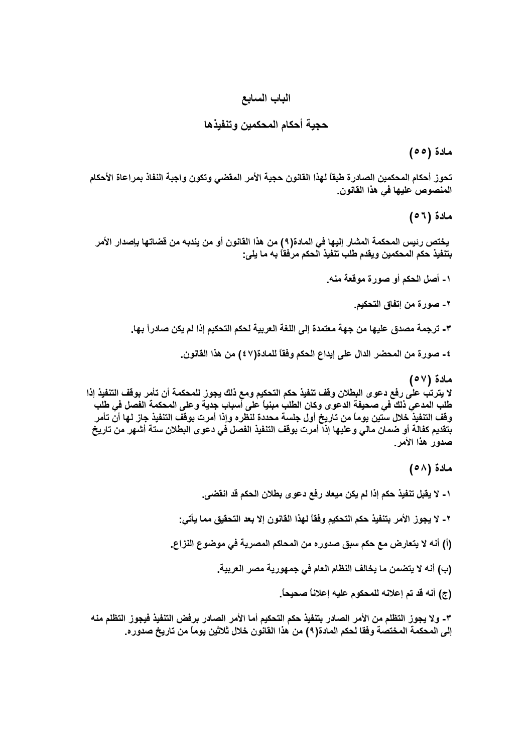## الباب السابع

## حجية أحكام المحكمين وتنفيذها

### مادة (٥٥)

تحوز أحكام المحكمين الصادرة طبقاً لهذا القانون حجية الأمر المقضي وتكون واجبة النفاذ بمراعاة الأحكام المنصوص عليها في هذا القانون.

### مادة (٥٦)

يختص رئيس المحكمة المشار إليها في المادة(٩) من هذا القانون أو من يندبه من قضاتها بإصدار الأمر بتنفيذ حكم المحكمين ويقدم طلب تنفيذ الحكم مرفقاً به ما يلى:

١- أصل الحكم أو صورة موقعة منه.

٢- صورة من إتفاق التحكيم.

٣- ترجمة مصدق عليها من جهة معتمدة إلى اللغة العربية لحكم التحكيم إذا لم يكن صادراً بها.

٤- صورة من المحضر الدال على إيداع الحكم وفقاً للمادة(٤٧) من هذا القانون.

### مادة (٥٧)

لا يترتب على رفع دعوى البطلان وقف تنفيذ حكم التحكيم ومع ذلك يجوز للمحكمة أن تأمر بوقف التنفيذ إذا طلب المدعي ذلك في صحيفة الدعوى وكان الطلب مبنياً على أسباب جدية وعلى المحكمة الفصل في طلب وقف التنفيذ خلال ستين يوماً من تاريخ أول جلسة محددة لنظره وإذا أمرت بوقف التنفيذ جاز لها أن تأمر بتقديم كفالة أو ضمان مالي وعليها إذا أمرت بوقف التنفيذ الفصل في دعوى البطلان ستة أشهر من تاريخ صدور هذا الأمر.

### مادة (٥٨)

١- لا يقبل تنفيذ حكم إذا لم يكن ميعاد رفع دعوى بطلان الحكم قد انقضى.

٢- لا يجوز الأمر بتنفيذ حكم التحكيم وفقاً لهذا القانون إلا بعد التحقيق مما يأتي:

(أ) أنه لا يتعارض مع حكم سبق صدوره من المحاكم المصرية في موضوع النزاع.

(ب) أنه لا يتضمن ما يخالف النظام العام في جمهورية مصر العربية.

(ج) أنه قد تم إعلانه للمحكوم عليه إعلاناً صحيحاً.

٣- ولا يجوز التظلم من الأمر الصادر بتنفيذ حكم التحكيم أما الأمر الصادر برفض التنفيذ فيجوز التظلم منه إلى المحكمة المختصة وفقا لحكم المادة(٩) من هذا القانون خلال ثلاثين يوماً من تاريخ صدوره.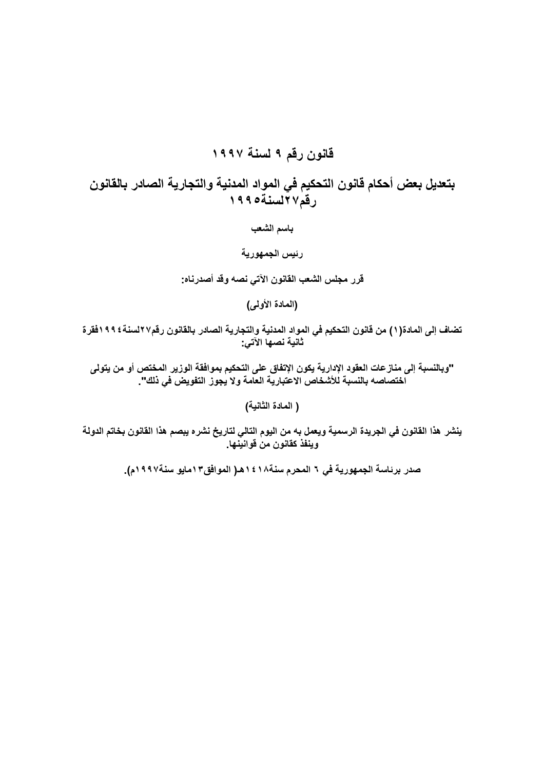# قانون رقم ٩ لسنة ١٩٩٧

## بتعديل بعض أحكام قانون التحكيم في المواد المدنية والتجارية الصادر بالقانون رقم٢٧لسنة١٩٩٥

**باسم الشعب**

**رئيس الجمهورية**

**قرر مجلس الشعب القانون الآتي نصه وقد أصدرناه:**

**(المادة الأولى)**

**تضاف إلى المادة(١) من قانون التحكيم في المواد المدنية والتجارية الصادر بالقانون رقم٢٧لسنة١٩٩٤فقرة ثانية نصها الآتي:**

**"وبالنسبة إلى منازعات العقود الإدارية يكون الإتفاق على التحكيم بموافقة الوزير المختص أو من يتولى اختصاصه بالنسبة للأشخاص الاعتبارية العامة ولا يجوز التفويض في ذلك".**

**( المادة الثانية)**

**ينشر هذا القانون في الجريدة الرسمية ويعمل به من اليوم التالي لتاريخ نشره يبصم هذا القانون بخاتم الدولة وينفذ كقانون من قوانينها.**

**صدر برئاسة الجمهورية في ٦ المحرم سنة١٤١٨هـ( الموافق١٣مايو سنة١٩٩٧م).**